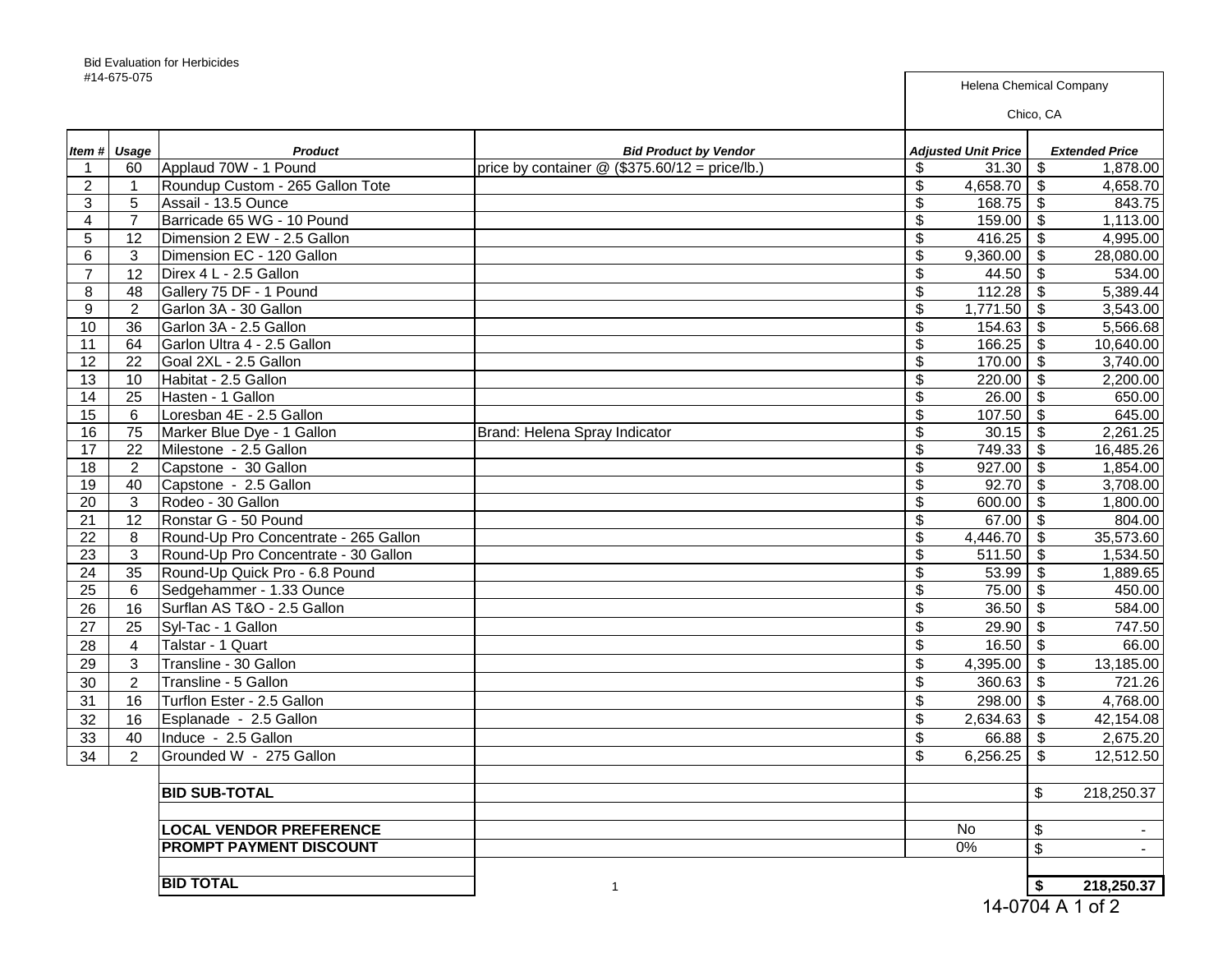Bid Evaluation for Herbicides
#14-675-075

| Item # | Usage | Product | Bid Product by Vendor | Helena Chemical Company Chico, CA Adjusted Unit Price | Extended Price |
|---|---|---|---|---|---|
| 1 | 60 | Applaud 70W - 1 Pound | price by container @ ($375.60/12 = price/lb.) | $ 31.30 | $ 1,878.00 |
| 2 | 1 | Roundup Custom - 265 Gallon Tote | | $ 4,658.70 | $ 4,658.70 |
| 3 | 5 | Assail - 13.5 Ounce | | $ 168.75 | $ 843.75 |
| 4 | 7 | Barricade 65 WG - 10 Pound | | $ 159.00 | $ 1,113.00 |
| 5 | 12 | Dimension 2 EW - 2.5 Gallon | | $ 416.25 | $ 4,995.00 |
| 6 | 3 | Dimension EC - 120 Gallon | | $ 9,360.00 | $ 28,080.00 |
| 7 | 12 | Direx 4 L - 2.5 Gallon | | $ 44.50 | $ 534.00 |
| 8 | 48 | Gallery 75 DF - 1 Pound | | $ 112.28 | $ 5,389.44 |
| 9 | 2 | Garlon 3A - 30 Gallon | | $ 1,771.50 | $ 3,543.00 |
| 10 | 36 | Garlon 3A - 2.5 Gallon | | $ 154.63 | $ 5,566.68 |
| 11 | 64 | Garlon Ultra 4 - 2.5 Gallon | | $ 166.25 | $ 10,640.00 |
| 12 | 22 | Goal 2XL - 2.5 Gallon | | $ 170.00 | $ 3,740.00 |
| 13 | 10 | Habitat - 2.5 Gallon | | $ 220.00 | $ 2,200.00 |
| 14 | 25 | Hasten - 1 Gallon | | $ 26.00 | $ 650.00 |
| 15 | 6 | Loresban 4E - 2.5 Gallon | | $ 107.50 | $ 645.00 |
| 16 | 75 | Marker Blue Dye - 1 Gallon | Brand: Helena Spray Indicator | $ 30.15 | $ 2,261.25 |
| 17 | 22 | Milestone - 2.5 Gallon | | $ 749.33 | $ 16,485.26 |
| 18 | 2 | Capstone - 30 Gallon | | $ 927.00 | $ 1,854.00 |
| 19 | 40 | Capstone - 2.5 Gallon | | $ 92.70 | $ 3,708.00 |
| 20 | 3 | Rodeo - 30 Gallon | | $ 600.00 | $ 1,800.00 |
| 21 | 12 | Ronstar G - 50 Pound | | $ 67.00 | $ 804.00 |
| 22 | 8 | Round-Up Pro Concentrate - 265 Gallon | | $ 4,446.70 | $ 35,573.60 |
| 23 | 3 | Round-Up Pro Concentrate - 30 Gallon | | $ 511.50 | $ 1,534.50 |
| 24 | 35 | Round-Up Quick Pro - 6.8 Pound | | $ 53.99 | $ 1,889.65 |
| 25 | 6 | Sedgehammer - 1.33 Ounce | | $ 75.00 | $ 450.00 |
| 26 | 16 | Surflan AS T&O - 2.5 Gallon | | $ 36.50 | $ 584.00 |
| 27 | 25 | Syl-Tac - 1 Gallon | | $ 29.90 | $ 747.50 |
| 28 | 4 | Talstar - 1 Quart | | $ 16.50 | $ 66.00 |
| 29 | 3 | Transline - 30 Gallon | | $ 4,395.00 | $ 13,185.00 |
| 30 | 2 | Transline - 5 Gallon | | $ 360.63 | $ 721.26 |
| 31 | 16 | Turflon Ester - 2.5 Gallon | | $ 298.00 | $ 4,768.00 |
| 32 | 16 | Esplanade - 2.5 Gallon | | $ 2,634.63 | $ 42,154.08 |
| 33 | 40 | Induce - 2.5 Gallon | | $ 66.88 | $ 2,675.20 |
| 34 | 2 | Grounded W - 275 Gallon | | $ 6,256.25 | $ 12,512.50 |
| | | **BID SUB-TOTAL** | | | $ 218,250.37 |
| | | **LOCAL VENDOR PREFERENCE** | | No | $ - |
| | | **PROMPT PAYMENT DISCOUNT** | | 0% | $ - |
| | | **BID TOTAL** | | | **$ 218,250.37** |

14-0704 A 1 of 2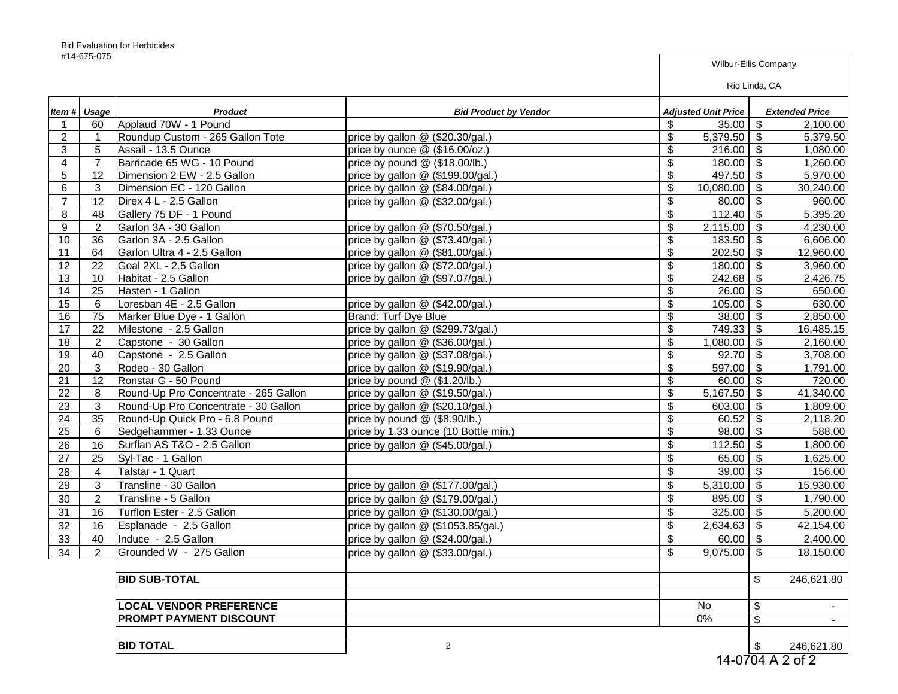Bid Evaluation for Herbicides
#14-675-075

| Item # | Usage | Product | Bid Product by Vendor | Wilbur-Ellis Company<br>Rio Linda, CA<br>Adjusted Unit Price | Extended Price |
|---|---|---|---|---|---|
| 1 | 60 | Applaud 70W - 1 Pound | | $ 35.00 | $ 2,100.00 |
| 2 | 1 | Roundup Custom - 265 Gallon Tote | price by gallon @ ($20.30/gal.) | $ 5,379.50 | $ 5,379.50 |
| 3 | 5 | Assail - 13.5 Ounce | price by ounce @ ($16.00/oz.) | $ 216.00 | $ 1,080.00 |
| 4 | 7 | Barricade 65 WG - 10 Pound | price by pound @ ($18.00/lb.) | $ 180.00 | $ 1,260.00 |
| 5 | 12 | Dimension 2 EW - 2.5 Gallon | price by gallon @ ($199.00/gal.) | $ 497.50 | $ 5,970.00 |
| 6 | 3 | Dimension EC - 120 Gallon | price by gallon @ ($84.00/gal.) | $ 10,080.00 | $ 30,240.00 |
| 7 | 12 | Direx 4 L - 2.5 Gallon | price by gallon @ ($32.00/gal.) | $ 80.00 | $ 960.00 |
| 8 | 48 | Gallery 75 DF - 1 Pound | | $ 112.40 | $ 5,395.20 |
| 9 | 2 | Garlon 3A - 30 Gallon | price by gallon @ ($70.50/gal.) | $ 2,115.00 | $ 4,230.00 |
| 10 | 36 | Garlon 3A - 2.5 Gallon | price by gallon @ ($73.40/gal.) | $ 183.50 | $ 6,606.00 |
| 11 | 64 | Garlon Ultra 4 - 2.5 Gallon | price by gallon @ ($81.00/gal.) | $ 202.50 | $ 12,960.00 |
| 12 | 22 | Goal 2XL - 2.5 Gallon | price by gallon @ ($72.00/gal.) | $ 180.00 | $ 3,960.00 |
| 13 | 10 | Habitat - 2.5 Gallon | price by gallon @ ($97.07/gal.) | $ 242.68 | $ 2,426.75 |
| 14 | 25 | Hasten - 1 Gallon | | $ 26.00 | $ 650.00 |
| 15 | 6 | Loresban 4E - 2.5 Gallon | price by gallon @ ($42.00/gal.) | $ 105.00 | $ 630.00 |
| 16 | 75 | Marker Blue Dye - 1 Gallon | Brand: Turf Dye Blue | $ 38.00 | $ 2,850.00 |
| 17 | 22 | Milestone - 2.5 Gallon | price by gallon @ ($299.73/gal.) | $ 749.33 | $ 16,485.15 |
| 18 | 2 | Capstone - 30 Gallon | price by gallon @ ($36.00/gal.) | $ 1,080.00 | $ 2,160.00 |
| 19 | 40 | Capstone - 2.5 Gallon | price by gallon @ ($37.08/gal.) | $ 92.70 | $ 3,708.00 |
| 20 | 3 | Rodeo - 30 Gallon | price by gallon @ ($19.90/gal.) | $ 597.00 | $ 1,791.00 |
| 21 | 12 | Ronstar G - 50 Pound | price by pound @ ($1.20/lb.) | $ 60.00 | $ 720.00 |
| 22 | 8 | Round-Up Pro Concentrate - 265 Gallon | price by gallon @ ($19.50/gal.) | $ 5,167.50 | $ 41,340.00 |
| 23 | 3 | Round-Up Pro Concentrate - 30 Gallon | price by gallon @ ($20.10/gal.) | $ 603.00 | $ 1,809.00 |
| 24 | 35 | Round-Up Quick Pro - 6.8 Pound | price by pound @ ($8.90/lb.) | $ 60.52 | $ 2,118.20 |
| 25 | 6 | Sedgehammer - 1.33 Ounce | price by 1.33 ounce (10 Bottle min.) | $ 98.00 | $ 588.00 |
| 26 | 16 | Surflan AS T&O - 2.5 Gallon | price by gallon @ ($45.00/gal.) | $ 112.50 | $ 1,800.00 |
| 27 | 25 | Syl-Tac - 1 Gallon | | $ 65.00 | $ 1,625.00 |
| 28 | 4 | Talstar - 1 Quart | | $ 39.00 | $ 156.00 |
| 29 | 3 | Transline - 30 Gallon | price by gallon @ ($177.00/gal.) | $ 5,310.00 | $ 15,930.00 |
| 30 | 2 | Transline - 5 Gallon | price by gallon @ ($179.00/gal.) | $ 895.00 | $ 1,790.00 |
| 31 | 16 | Turflon Ester - 2.5 Gallon | price by gallon @ ($130.00/gal.) | $ 325.00 | $ 5,200.00 |
| 32 | 16 | Esplanade - 2.5 Gallon | price by gallon @ ($1053.85/gal.) | $ 2,634.63 | $ 42,154.00 |
| 33 | 40 | Induce - 2.5 Gallon | price by gallon @ ($24.00/gal.) | $ 60.00 | $ 2,400.00 |
| 34 | 2 | Grounded W - 275 Gallon | price by gallon @ ($33.00/gal.) | $ 9,075.00 | $ 18,150.00 |
| | | **BID SUB-TOTAL** | | | $ 246,621.80 |
| | | **LOCAL VENDOR PREFERENCE** | | No | $ - |
| | | **PROMPT PAYMENT DISCOUNT** | | 0% | $ - |
| | | **BID TOTAL** | | | $ 246,621.80 |

14-0704 A 2 of 2